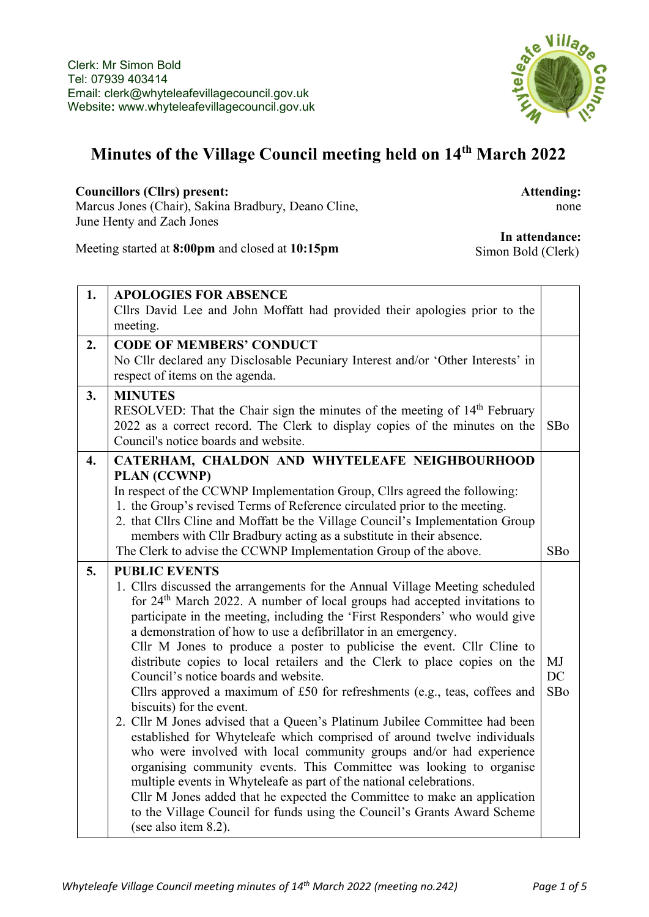Clerk: Mr Simon Bold
Tel: 07939 403414
Email: clerk@whyteleafevillagecouncil.gov.uk
Website: www.whyteleafevillagecouncil.gov.uk

# Minutes of the Village Council meeting held on 14th March 2022

**Councillors (Cllrs) present:**
Marcus Jones (Chair), Sakina Bradbury, Deano Cline, June Henty and Zach Jones

**Attending:** none

**In attendance:** Simon Bold (Clerk)

Meeting started at **8:00pm** and closed at **10:15pm**

| | | |
|---|---|---|
| **1.** | **APOLOGIES FOR ABSENCE**<br>Cllrs David Lee and John Moffatt had provided their apologies prior to the meeting. | |
| **2.** | **CODE OF MEMBERS' CONDUCT**<br>No Cllr declared any Disclosable Pecuniary Interest and/or 'Other Interests' in respect of items on the agenda. | |
| **3.** | **MINUTES**<br>RESOLVED: That the Chair sign the minutes of the meeting of 14th February 2022 as a correct record. The Clerk to display copies of the minutes on the Council's notice boards and website. | SBo |
| **4.** | **CATERHAM, CHALDON AND WHYTELEAFE NEIGHBOURHOOD PLAN (CCWNP)**<br>In respect of the CCWNP Implementation Group, Cllrs agreed the following:<br>1. the Group's revised Terms of Reference circulated prior to the meeting.<br>2. that Cllrs Cline and Moffatt be the Village Council's Implementation Group members with Cllr Bradbury acting as a substitute in their absence.<br>The Clerk to advise the CCWNP Implementation Group of the above. | SBo |
| **5.** | **PUBLIC EVENTS**<br>1. Cllrs discussed the arrangements for the Annual Village Meeting scheduled for 24th March 2022. A number of local groups had accepted invitations to participate in the meeting, including the 'First Responders' who would give a demonstration of how to use a defibrillator in an emergency.<br>Cllr M Jones to produce a poster to publicise the event. Cllr Cline to distribute copies to local retailers and the Clerk to place copies on the Council's notice boards and website.<br>Cllrs approved a maximum of £50 for refreshments (e.g., teas, coffees and biscuits) for the event.<br>2. Cllr M Jones advised that a Queen's Platinum Jubilee Committee had been established for Whyteleafe which comprised of around twelve individuals who were involved with local community groups and/or had experience organising community events. This Committee was looking to organise multiple events in Whyteleafe as part of the national celebrations.<br>Cllr M Jones added that he expected the Committee to make an application to the Village Council for funds using the Council's Grants Award Scheme (see also item 8.2). | MJ<br>DC<br>SBo |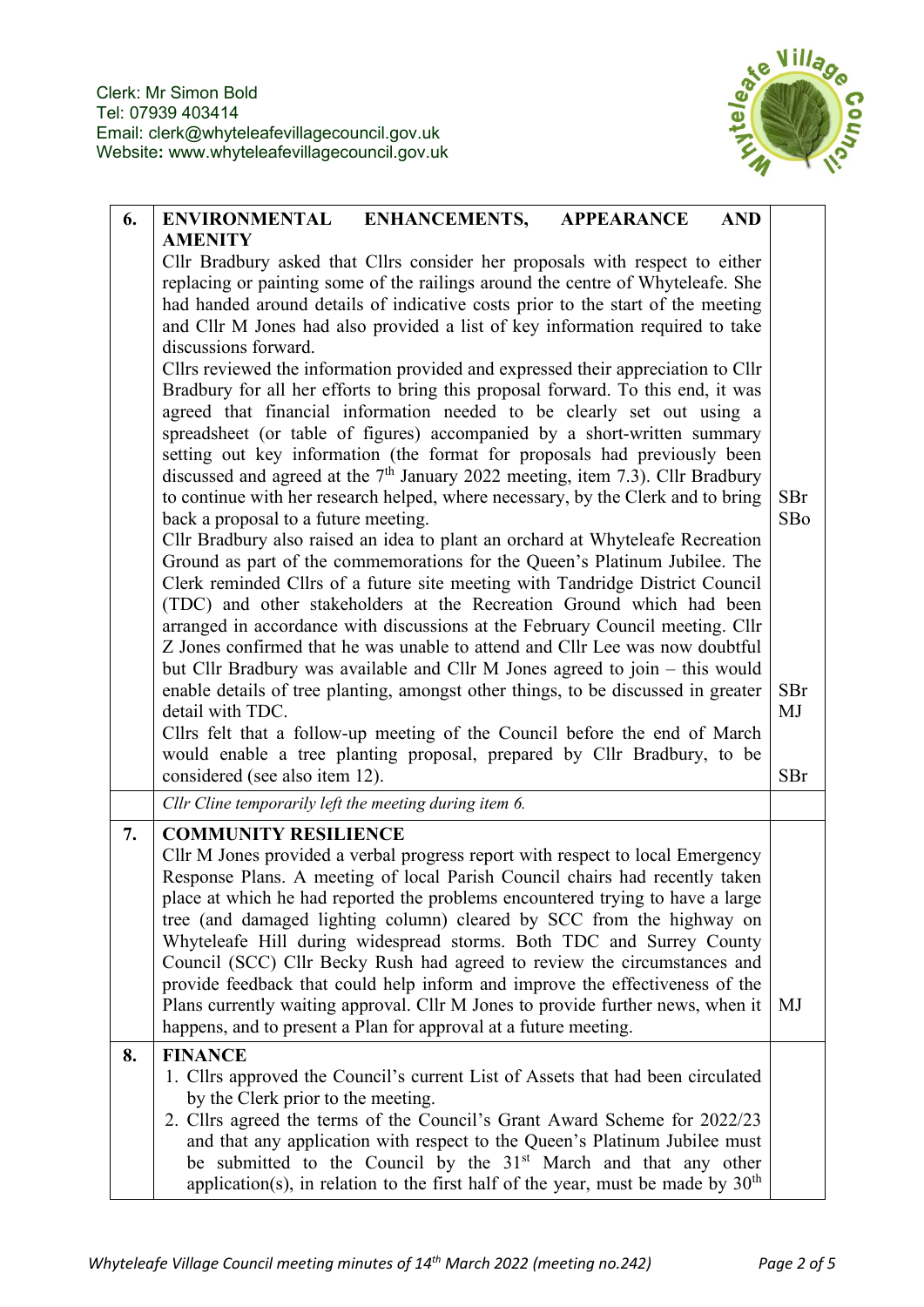Clerk: Mr Simon Bold
Tel: 07939 403414
Email: clerk@whyteleafevillagecouncil.gov.uk
Website: www.whyteleafevillagecouncil.gov.uk

| | | |
|---|---|---|
| 6. | **ENVIRONMENTAL ENHANCEMENTS, APPEARANCE AND AMENITY**<br>Cllr Bradbury asked that Cllrs consider her proposals with respect to either replacing or painting some of the railings around the centre of Whyteleafe. She had handed around details of indicative costs prior to the start of the meeting and Cllr M Jones had also provided a list of key information required to take discussions forward.<br>Cllrs reviewed the information provided and expressed their appreciation to Cllr Bradbury for all her efforts to bring this proposal forward. To this end, it was agreed that financial information needed to be clearly set out using a spreadsheet (or table of figures) accompanied by a short-written summary setting out key information (the format for proposals had previously been discussed and agreed at the 7th January 2022 meeting, item 7.3). Cllr Bradbury to continue with her research helped, where necessary, by the Clerk and to bring back a proposal to a future meeting.<br>Cllr Bradbury also raised an idea to plant an orchard at Whyteleafe Recreation Ground as part of the commemorations for the Queen's Platinum Jubilee. The Clerk reminded Cllrs of a future site meeting with Tandridge District Council (TDC) and other stakeholders at the Recreation Ground which had been arranged in accordance with discussions at the February Council meeting. Cllr Z Jones confirmed that he was unable to attend and Cllr Lee was now doubtful but Cllr Bradbury was available and Cllr M Jones agreed to join – this would enable details of tree planting, amongst other things, to be discussed in greater detail with TDC.<br>Cllrs felt that a follow-up meeting of the Council before the end of March would enable a tree planting proposal, prepared by Cllr Bradbury, to be considered (see also item 12). | SBr<br>SBo<br><br>SBr<br>MJ<br><br>SBr |
| | *Cllr Cline temporarily left the meeting during item 6.* | |
| 7. | **COMMUNITY RESILIENCE**<br>Cllr M Jones provided a verbal progress report with respect to local Emergency Response Plans. A meeting of local Parish Council chairs had recently taken place at which he had reported the problems encountered trying to have a large tree (and damaged lighting column) cleared by SCC from the highway on Whyteleafe Hill during widespread storms. Both TDC and Surrey County Council (SCC) Cllr Becky Rush had agreed to review the circumstances and provide feedback that could help inform and improve the effectiveness of the Plans currently waiting approval. Cllr M Jones to provide further news, when it happens, and to present a Plan for approval at a future meeting. | MJ |
| 8. | **FINANCE**<br>1. Cllrs approved the Council's current List of Assets that had been circulated by the Clerk prior to the meeting.<br>2. Cllrs agreed the terms of the Council's Grant Award Scheme for 2022/23 and that any application with respect to the Queen's Platinum Jubilee must be submitted to the Council by the 31st March and that any other application(s), in relation to the first half of the year, must be made by 30th | |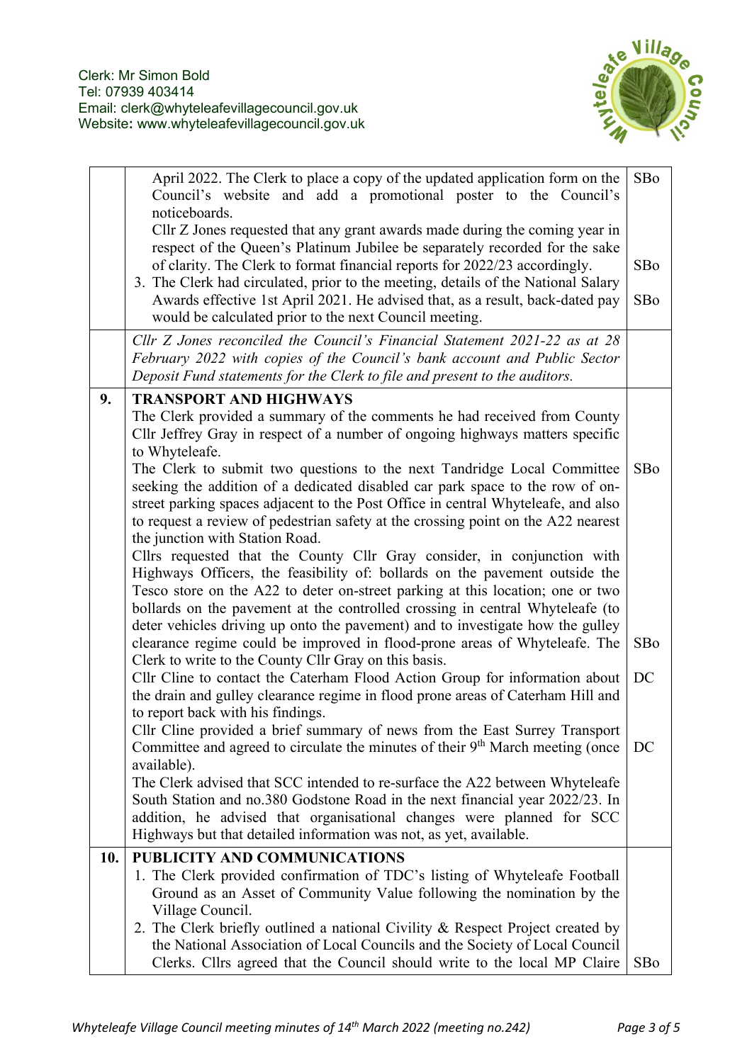| | | |
|---|---|---|
| | April 2022. The Clerk to place a copy of the updated application form on the Council's website and add a promotional poster to the Council's noticeboards.<br>Cllr Z Jones requested that any grant awards made during the coming year in respect of the Queen's Platinum Jubilee be separately recorded for the sake of clarity. The Clerk to format financial reports for 2022/23 accordingly.<br>3. The Clerk had circulated, prior to the meeting, details of the National Salary Awards effective 1st April 2021. He advised that, as a result, back-dated pay would be calculated prior to the next Council meeting. | SBo<br><br><br>SBo<br><br>SBo |
| | *Cllr Z Jones reconciled the Council's Financial Statement 2021-22 as at 28 February 2022 with copies of the Council's bank account and Public Sector Deposit Fund statements for the Clerk to file and present to the auditors.* | |
| **9.** | **TRANSPORT AND HIGHWAYS**<br>The Clerk provided a summary of the comments he had received from County Cllr Jeffrey Gray in respect of a number of ongoing highways matters specific to Whyteleafe.<br>The Clerk to submit two questions to the next Tandridge Local Committee seeking the addition of a dedicated disabled car park space to the row of on-street parking spaces adjacent to the Post Office in central Whyteleafe, and also to request a review of pedestrian safety at the crossing point on the A22 nearest the junction with Station Road.<br>Cllrs requested that the County Cllr Gray consider, in conjunction with Highways Officers, the feasibility of: bollards on the pavement outside the Tesco store on the A22 to deter on-street parking at this location; one or two bollards on the pavement at the controlled crossing in central Whyteleafe (to deter vehicles driving up onto the pavement) and to investigate how the gulley clearance regime could be improved in flood-prone areas of Whyteleafe. The Clerk to write to the County Cllr Gray on this basis.<br>Cllr Cline to contact the Caterham Flood Action Group for information about the drain and gulley clearance regime in flood prone areas of Caterham Hill and to report back with his findings.<br>Cllr Cline provided a brief summary of news from the East Surrey Transport Committee and agreed to circulate the minutes of their 9th March meeting (once available).<br>The Clerk advised that SCC intended to re-surface the A22 between Whyteleafe South Station and no.380 Godstone Road in the next financial year 2022/23. In addition, he advised that organisational changes were planned for SCC Highways but that detailed information was not, as yet, available. | <br><br><br>SBo<br><br><br><br><br><br><br>SBo<br><br>DC<br><br><br>DC |
| **10.** | **PUBLICITY AND COMMUNICATIONS**<br>1. The Clerk provided confirmation of TDC's listing of Whyteleafe Football Ground as an Asset of Community Value following the nomination by the Village Council.<br>2. The Clerk briefly outlined a national Civility & Respect Project created by the National Association of Local Councils and the Society of Local Council Clerks. Cllrs agreed that the Council should write to the local MP Claire | <br><br><br><br><br>SBo |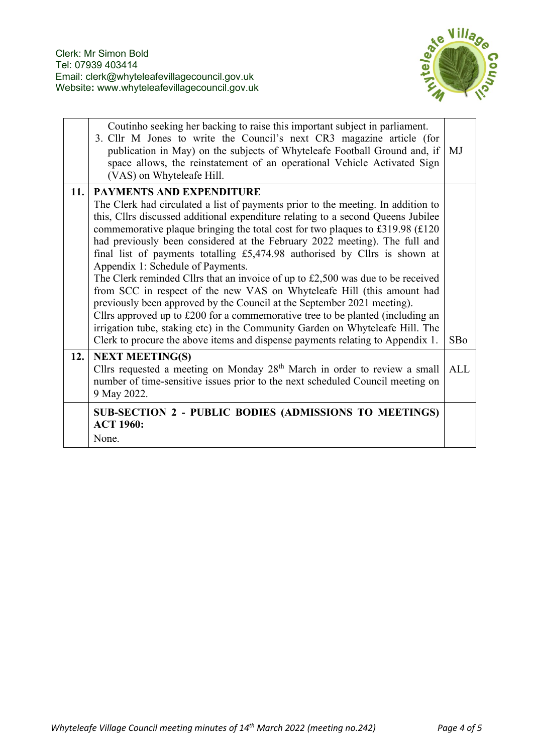Clerk: Mr Simon Bold
Tel: 07939 403414
Email: clerk@whyteleafevillagecouncil.gov.uk
Website: www.whyteleafevillagecouncil.gov.uk

| | | |
|---|---|---|
| | Coutinho seeking her backing to raise this important subject in parliament.<br>3. Cllr M Jones to write the Council's next CR3 magazine article (for publication in May) on the subjects of Whyteleafe Football Ground and, if space allows, the reinstatement of an operational Vehicle Activated Sign (VAS) on Whyteleafe Hill. | MJ |
| **11.** | **PAYMENTS AND EXPENDITURE**<br>The Clerk had circulated a list of payments prior to the meeting. In addition to this, Cllrs discussed additional expenditure relating to a second Queens Jubilee commemorative plaque bringing the total cost for two plaques to £319.98 (£120 had previously been considered at the February 2022 meeting). The full and final list of payments totalling £5,474.98 authorised by Cllrs is shown at Appendix 1: Schedule of Payments.<br>The Clerk reminded Cllrs that an invoice of up to £2,500 was due to be received from SCC in respect of the new VAS on Whyteleafe Hill (this amount had previously been approved by the Council at the September 2021 meeting).<br>Cllrs approved up to £200 for a commemorative tree to be planted (including an irrigation tube, staking etc) in the Community Garden on Whyteleafe Hill. The Clerk to procure the above items and dispense payments relating to Appendix 1. | SBo |
| **12.** | **NEXT MEETING(S)**<br>Cllrs requested a meeting on Monday 28th March in order to review a small number of time-sensitive issues prior to the next scheduled Council meeting on 9 May 2022. | ALL |
| | **SUB-SECTION 2 - PUBLIC BODIES (ADMISSIONS TO MEETINGS) ACT 1960:**<br>None. | |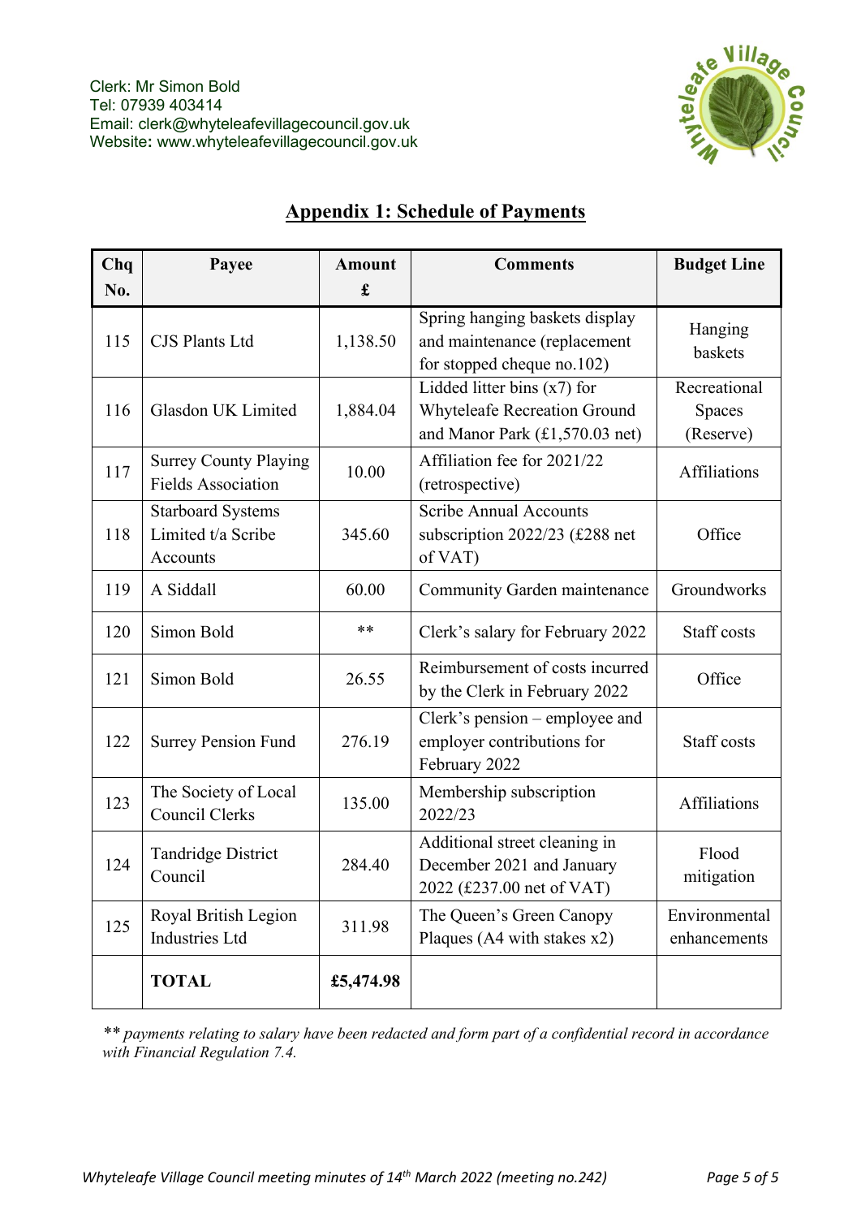Clerk: Mr Simon Bold
Tel: 07939 403414
Email: clerk@whyteleafevillagecouncil.gov.uk
Website: www.whyteleafevillagecouncil.gov.uk

## Appendix 1: Schedule of Payments

| Chq No. | Payee | Amount £ | Comments | Budget Line |
|---|---|---|---|---|
| 115 | CJS Plants Ltd | 1,138.50 | Spring hanging baskets display and maintenance (replacement for stopped cheque no.102) | Hanging baskets |
| 116 | Glasdon UK Limited | 1,884.04 | Lidded litter bins (x7) for Whyteleafe Recreation Ground and Manor Park (£1,570.03 net) | Recreational Spaces (Reserve) |
| 117 | Surrey County Playing Fields Association | 10.00 | Affiliation fee for 2021/22 (retrospective) | Affiliations |
| 118 | Starboard Systems Limited t/a Scribe Accounts | 345.60 | Scribe Annual Accounts subscription 2022/23 (£288 net of VAT) | Office |
| 119 | A Siddall | 60.00 | Community Garden maintenance | Groundworks |
| 120 | Simon Bold | ** | Clerk's salary for February 2022 | Staff costs |
| 121 | Simon Bold | 26.55 | Reimbursement of costs incurred by the Clerk in February 2022 | Office |
| 122 | Surrey Pension Fund | 276.19 | Clerk's pension – employee and employer contributions for February 2022 | Staff costs |
| 123 | The Society of Local Council Clerks | 135.00 | Membership subscription 2022/23 | Affiliations |
| 124 | Tandridge District Council | 284.40 | Additional street cleaning in December 2021 and January 2022 (£237.00 net of VAT) | Flood mitigation |
| 125 | Royal British Legion Industries Ltd | 311.98 | The Queen's Green Canopy Plaques (A4 with stakes x2) | Environmental enhancements |
| | **TOTAL** | **£5,474.98** | | |

*** payments relating to salary have been redacted and form part of a confidential record in accordance with Financial Regulation 7.4.*